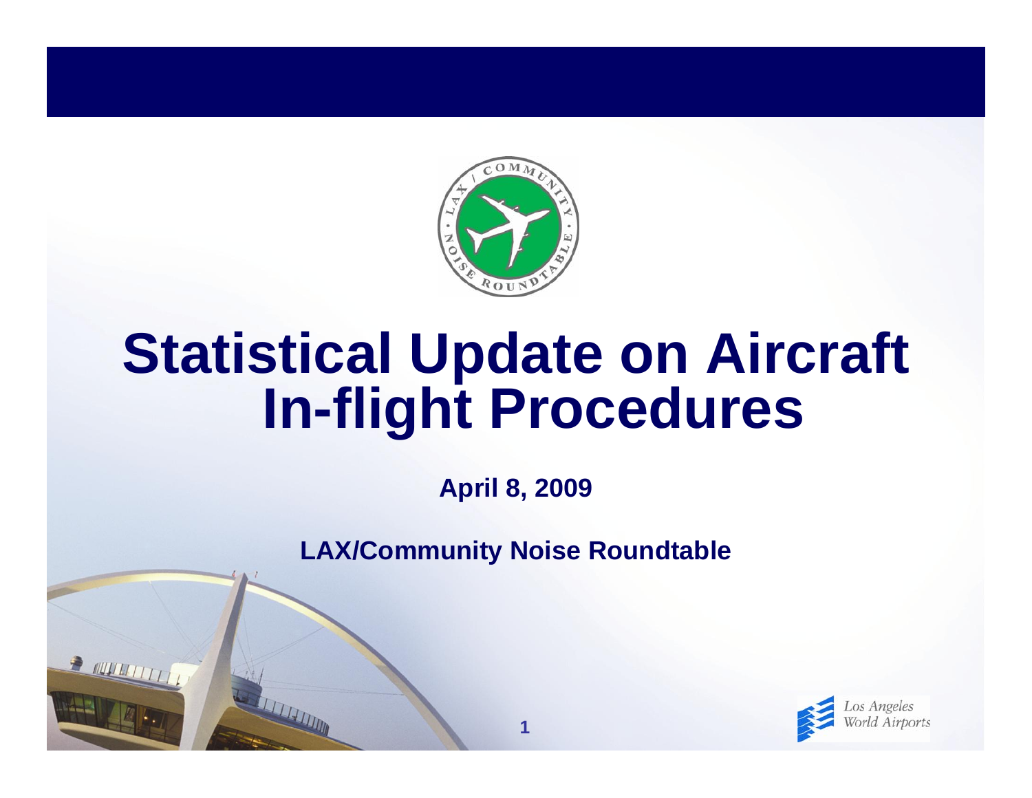# Statistical Update on Aircraft In-flight Procedures

**April 8, 2009**

**LAX/Community Noise Roundtable**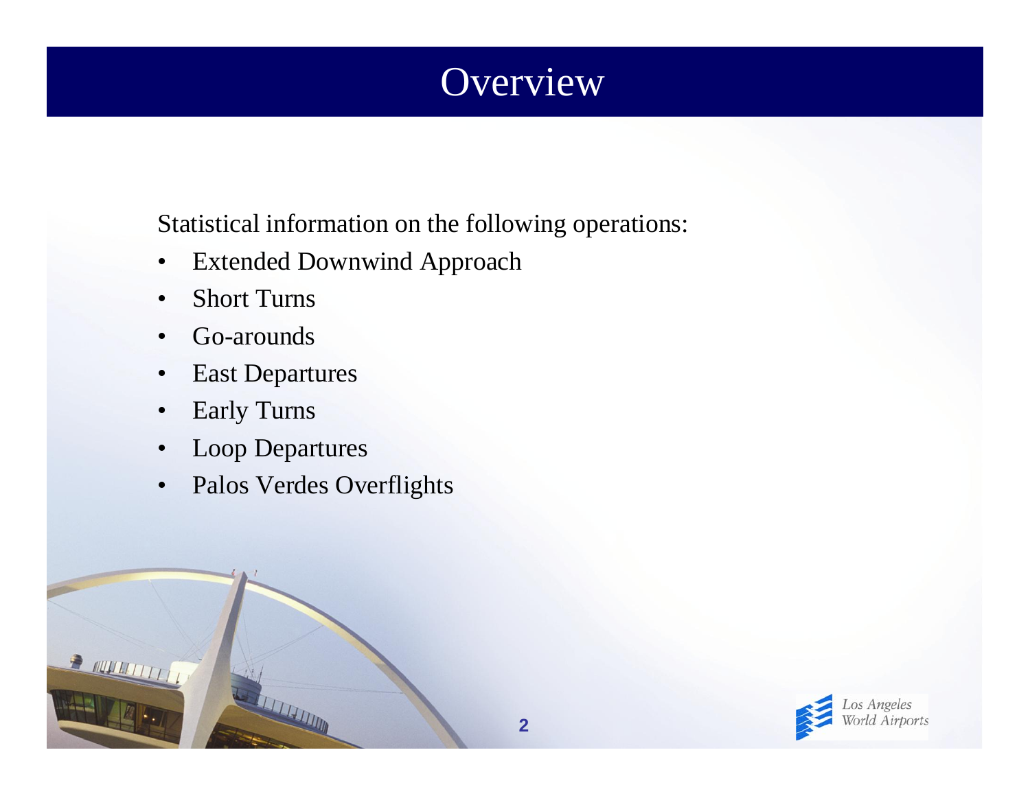# Overview

Statistical information on the following operations:

- Extended Downwind Approach
- Short Turns
- Go-arounds
- East Departures
- Early Turns
- Loop Departures
- Palos Verdes Overflights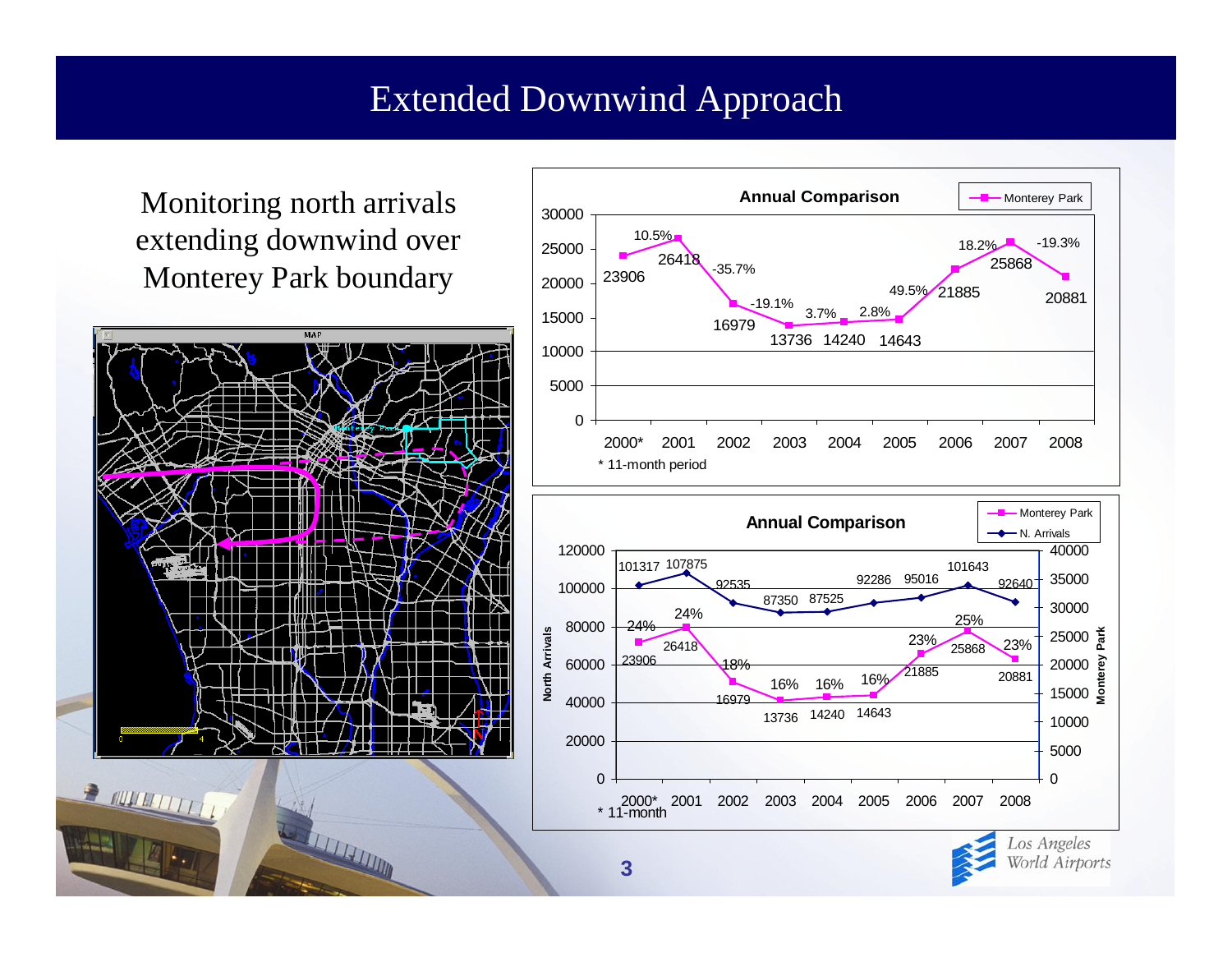# Extended Downwind Approach

Monitoring north arrivals extending downwind over Monterey Park boundary

**Annual Comparison**

| Year | Monterey Park | Change |
|---|---|---|
| 2000* | 23906 | |
| 2001 | 26418 | 10.5% |
| 2002 | 16979 | -35.7% |
| 2003 | 13736 | -19.1% |
| 2004 | 14240 | 3.7% |
| 2005 | 14643 | 2.8% |
| 2006 | 21885 | 49.5% |
| 2007 | 25868 | 18.2% |
| 2008 | 20881 | -19.3% |

\* 11-month period

**Annual Comparison**

| Year | N. Arrivals | Monterey Park | % |
|---|---|---|---|
| 2000* | 101317 | 23906 | 24% |
| 2001 | 107875 | 26418 | 24% |
| 2002 | 92535 | 16979 | 18% |
| 2003 | 87350 | 13736 | 16% |
| 2004 | 87525 | 14240 | 16% |
| 2005 | 92286 | 14643 | 16% |
| 2006 | 95016 | 21885 | 23% |
| 2007 | 101643 | 25868 | 25% |
| 2008 | 92640 | 20881 | 23% |

\* 11-month

Los Angeles World Airports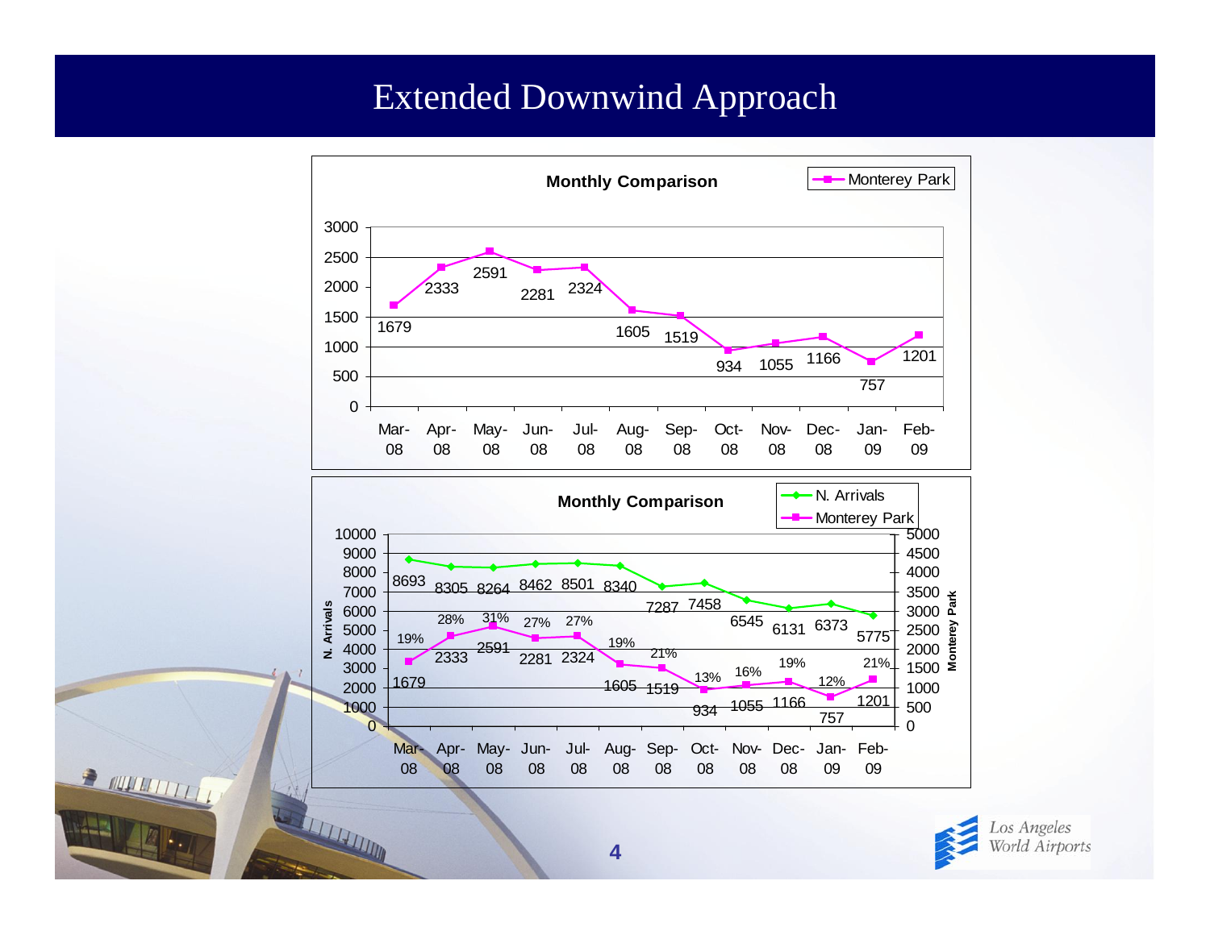# Extended Downwind Approach

**Monthly Comparison**

| Month | Monterey Park |
|---|---|
| Mar-08 | 1679 |
| Apr-08 | 2333 |
| May-08 | 2591 |
| Jun-08 | 2281 |
| Jul-08 | 2324 |
| Aug-08 | 1605 |
| Sep-08 | 1519 |
| Oct-08 | 934 |
| Nov-08 | 1055 |
| Dec-08 | 1166 |
| Jan-09 | 757 |
| Feb-09 | 1201 |

**Monthly Comparison**

| Month | N. Arrivals | Monterey Park | % |
|---|---|---|---|
| Mar-08 | 8693 | 1679 | 19% |
| Apr-08 | 8305 | 2333 | 28% |
| May-08 | 8264 | 2591 | 31% |
| Jun-08 | 8462 | 2281 | 27% |
| Jul-08 | 8501 | 2324 | 27% |
| Aug-08 | 8340 | 1605 | 19% |
| Sep-08 | 7287 | 1519 | 21% |
| Oct-08 | 7458 | 934 | 13% |
| Nov-08 | 6545 | 1055 | 16% |
| Dec-08 | 6131 | 1166 | 19% |
| Jan-09 | 6373 | 757 | 12% |
| Feb-09 | 5775 | 1201 | 21% |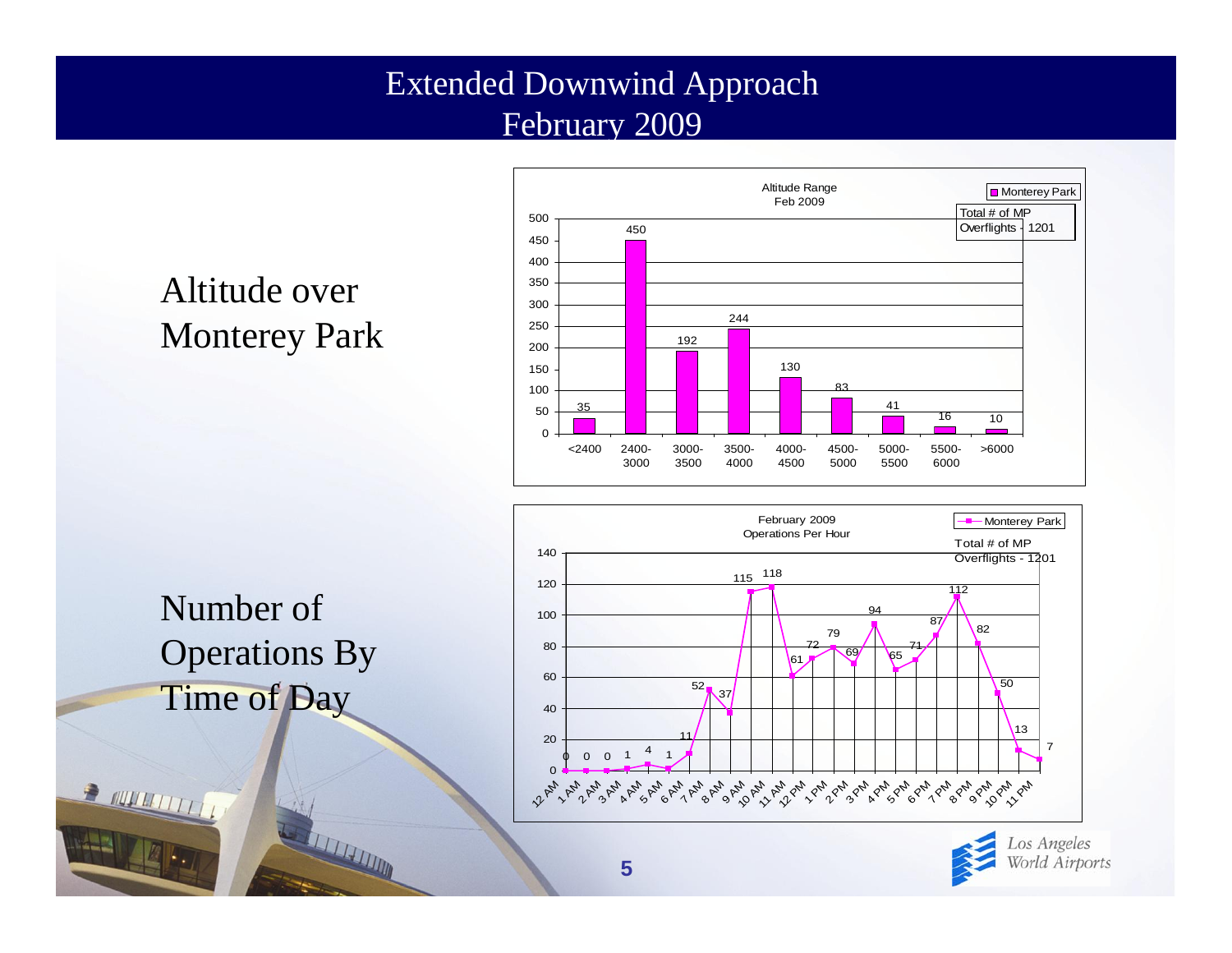# Extended Downwind Approach
## February 2009

Altitude over Monterey Park

**Altitude Range Feb 2009** — Monterey Park

Total # of MP Overflights - 1201

| Altitude Range | Monterey Park |
|---|---|
| <2400 | 35 |
| 2400-3000 | 450 |
| 3000-3500 | 192 |
| 3500-4000 | 244 |
| 4000-4500 | 130 |
| 4500-5000 | 83 |
| 5000-5500 | 41 |
| 5500-6000 | 16 |
| >6000 | 10 |

Number of Operations By Time of Day

**February 2009 Operations Per Hour** — Monterey Park

Total # of MP Overflights - 1201

| Hour | Monterey Park |
|---|---|
| 12 AM | 0 |
| 1 AM | 0 |
| 2 AM | 0 |
| 3 AM | 1 |
| 4 AM | 4 |
| 5 AM | 1 |
| 6 AM | 11 |
| 7 AM | 52 |
| 8 AM | 37 |
| 9 AM | 115 |
| 10 AM | 118 |
| 11 AM | 61 |
| 12 PM | 72 |
| 1 PM | 79 |
| 2 PM | 69 |
| 3 PM | 94 |
| 4 PM | 65 |
| 5 PM | 71 |
| 6 PM | 87 |
| 7 PM | 112 |
| 8 PM | 82 |
| 9 PM | 50 |
| 10 PM | 13 |
| 11 PM | 7 |

Los Angeles World Airports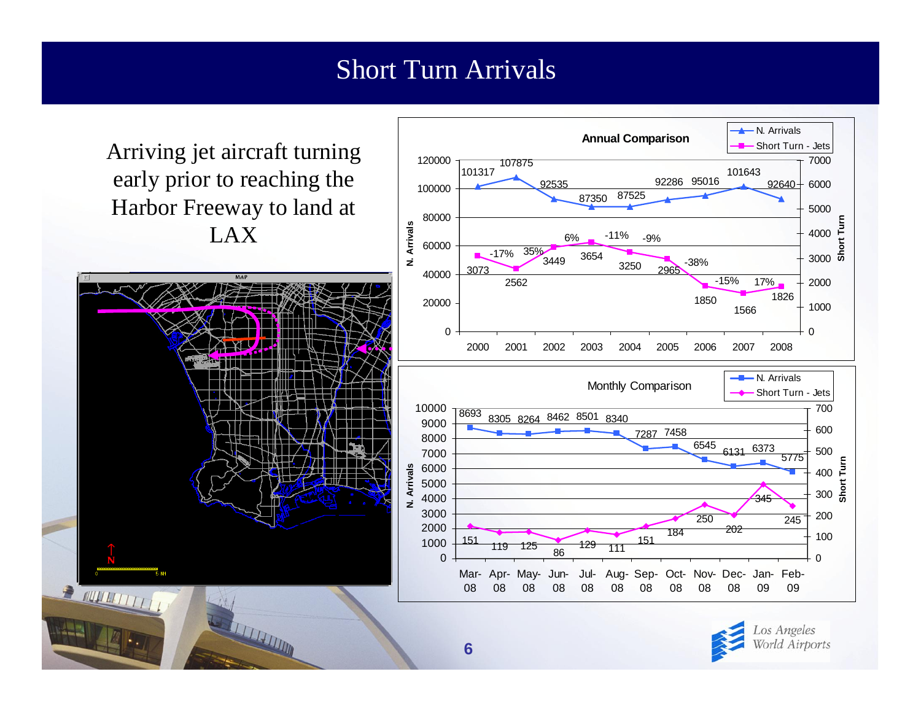# Short Turn Arrivals

Arriving jet aircraft turning early prior to reaching the Harbor Freeway to land at LAX

**Annual Comparison**

| Year | N. Arrivals | Short Turn - Jets | Change |
|---|---|---|---|
| 2000 | 101317 | 3073 | |
| 2001 | 107875 | 2562 | -17% |
| 2002 | 92535 | 3449 | 35% |
| 2003 | 87350 | 3654 | 6% |
| 2004 | 87525 | 3250 | -11% |
| 2005 | 92286 | 2965 | -9% |
| 2006 | 95016 | 1850 | -38% |
| 2007 | 101643 | 1566 | -15% |
| 2008 | 92640 | 1826 | 17% |

**Monthly Comparison**

| Month | N. Arrivals | Short Turn - Jets |
|---|---|---|
| Mar-08 | 8693 | 151 |
| Apr-08 | 8305 | 119 |
| May-08 | 8264 | 125 |
| Jun-08 | 8462 | 86 |
| Jul-08 | 8501 | 129 |
| Aug-08 | 8340 | 111 |
| Sep-08 | 7287 | 151 |
| Oct-08 | 7458 | 184 |
| Nov-08 | 6545 | 250 |
| Dec-08 | 6131 | 202 |
| Jan-09 | 6373 | 345 |
| Feb-09 | 5775 | 245 |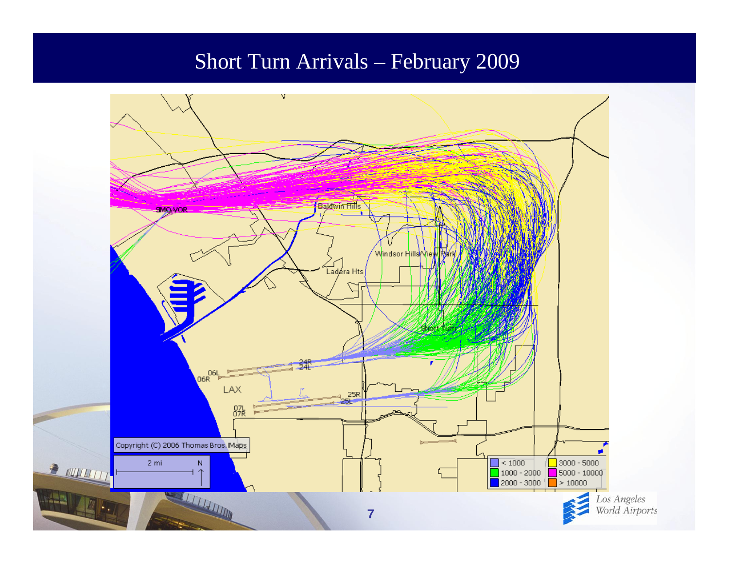# Short Turn Arrivals – February 2009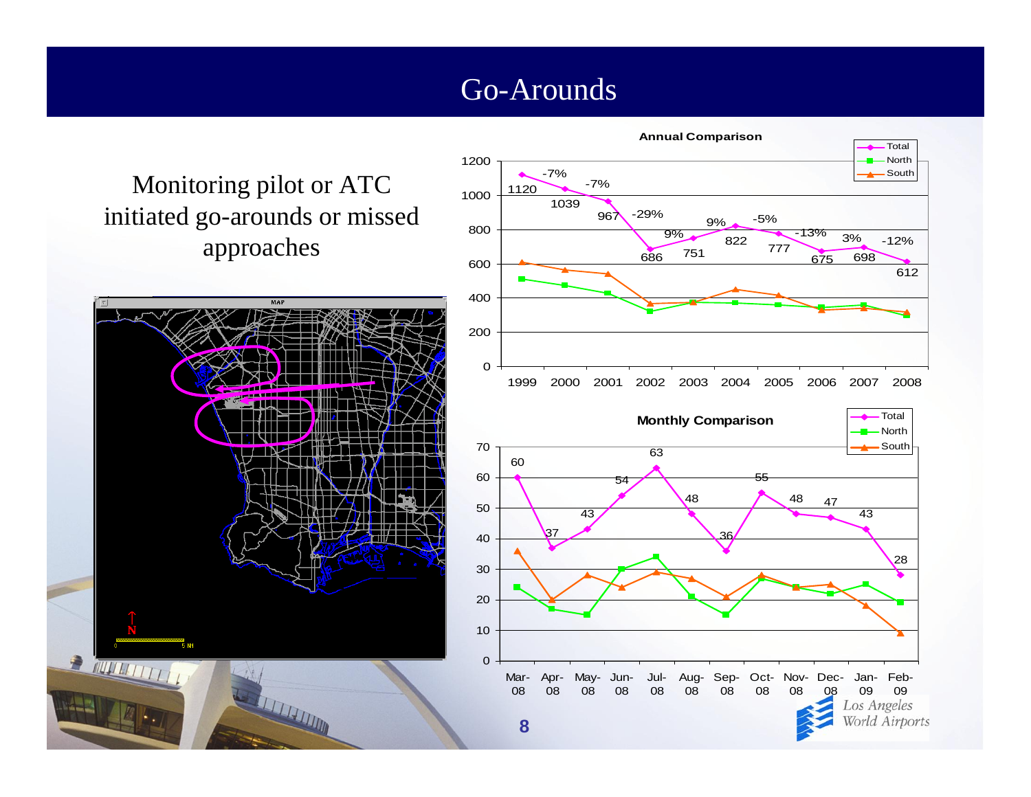# Go-Arounds

Monitoring pilot or ATC initiated go-arounds or missed approaches

**Annual Comparison**

| Year | 1999 | 2000 | 2001 | 2002 | 2003 | 2004 | 2005 | 2006 | 2007 | 2008 |
|---|---|---|---|---|---|---|---|---|---|---|
| Total | 1120 | 1039 | 967 | 686 | 751 | 822 | 777 | 675 | 698 | 612 |
| % change | | -7% | -7% | -29% | 9% | 9% | -5% | -13% | 3% | -12% |

**Monthly Comparison**

| Month | Mar-08 | Apr-08 | May-08 | Jun-08 | Jul-08 | Aug-08 | Sep-08 | Oct-08 | Nov-08 | Dec-08 | Jan-09 | Feb-09 |
|---|---|---|---|---|---|---|---|---|---|---|---|---|
| Total | 60 | 37 | 43 | 54 | 63 | 48 | 36 | 55 | 48 | 47 | 43 | 28 |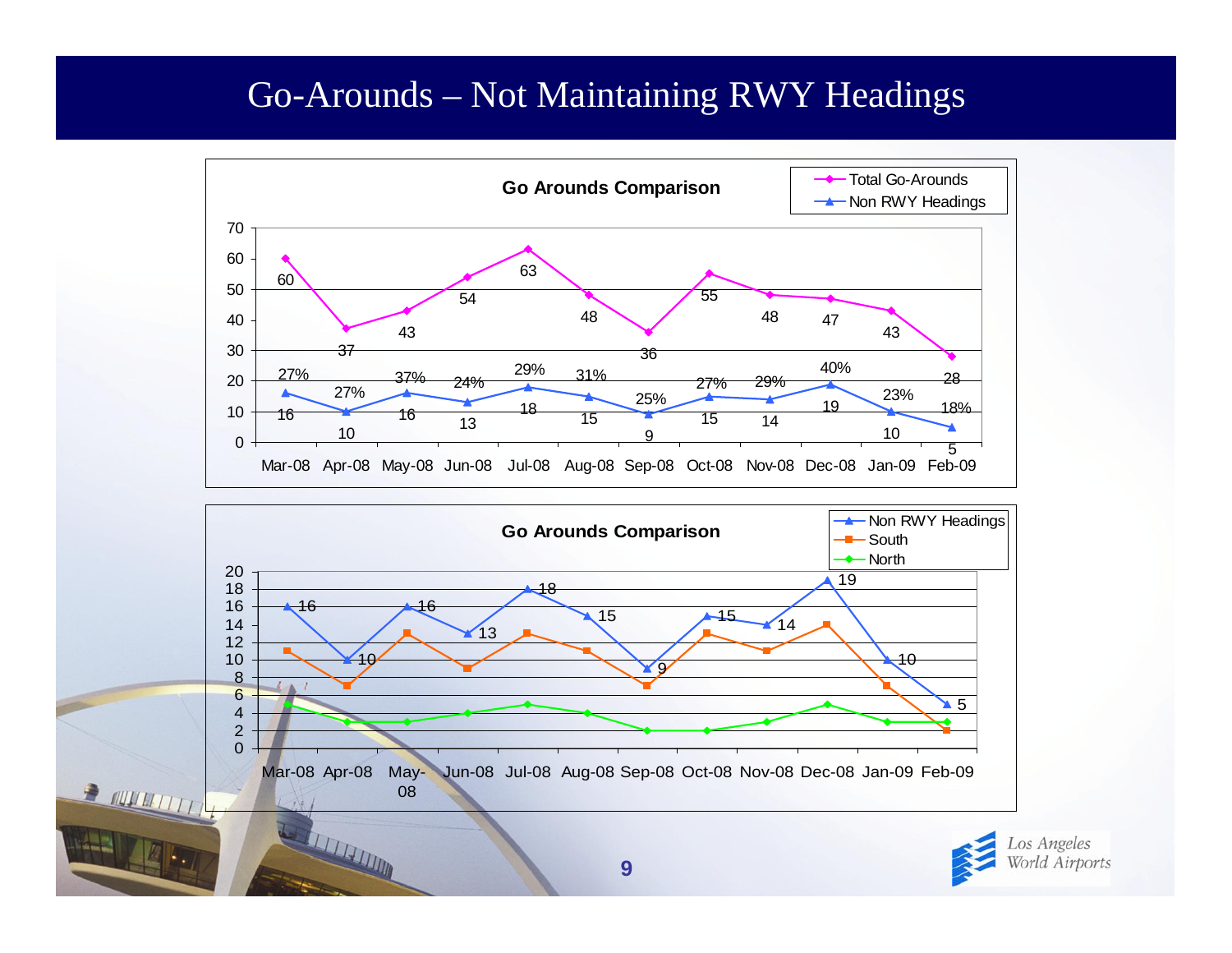# Go-Arounds – Not Maintaining RWY Headings

**Go Arounds Comparison**

| Month | Total Go-Arounds | Non RWY Headings | % |
|---|---|---|---|
| Mar-08 | 60 | 16 | 27% |
| Apr-08 | 37 | 10 | 27% |
| May-08 | 43 | 16 | 37% |
| Jun-08 | 54 | 13 | 24% |
| Jul-08 | 63 | 18 | 29% |
| Aug-08 | 48 | 15 | 31% |
| Sep-08 | 36 | 9 | 25% |
| Oct-08 | 55 | 15 | 27% |
| Nov-08 | 48 | 14 | 29% |
| Dec-08 | 47 | 19 | 40% |
| Jan-09 | 43 | 10 | 23% |
| Feb-09 | 28 | 5 | 18% |

**Go Arounds Comparison**

| Month | Non RWY Headings | South | North |
|---|---|---|---|
| Mar-08 | 16 | 11 | 5 |
| Apr-08 | 10 | 7 | 3 |
| May-08 | 16 | 13 | 3 |
| Jun-08 | 13 | 9 | 4 |
| Jul-08 | 18 | 13 | 5 |
| Aug-08 | 15 | 11 | 4 |
| Sep-08 | 9 | 7 | 2 |
| Oct-08 | 15 | 13 | 2 |
| Nov-08 | 14 | 11 | 3 |
| Dec-08 | 19 | 14 | 5 |
| Jan-09 | 10 | 7 | 3 |
| Feb-09 | 5 | 2 | 3 |

Los Angeles World Airports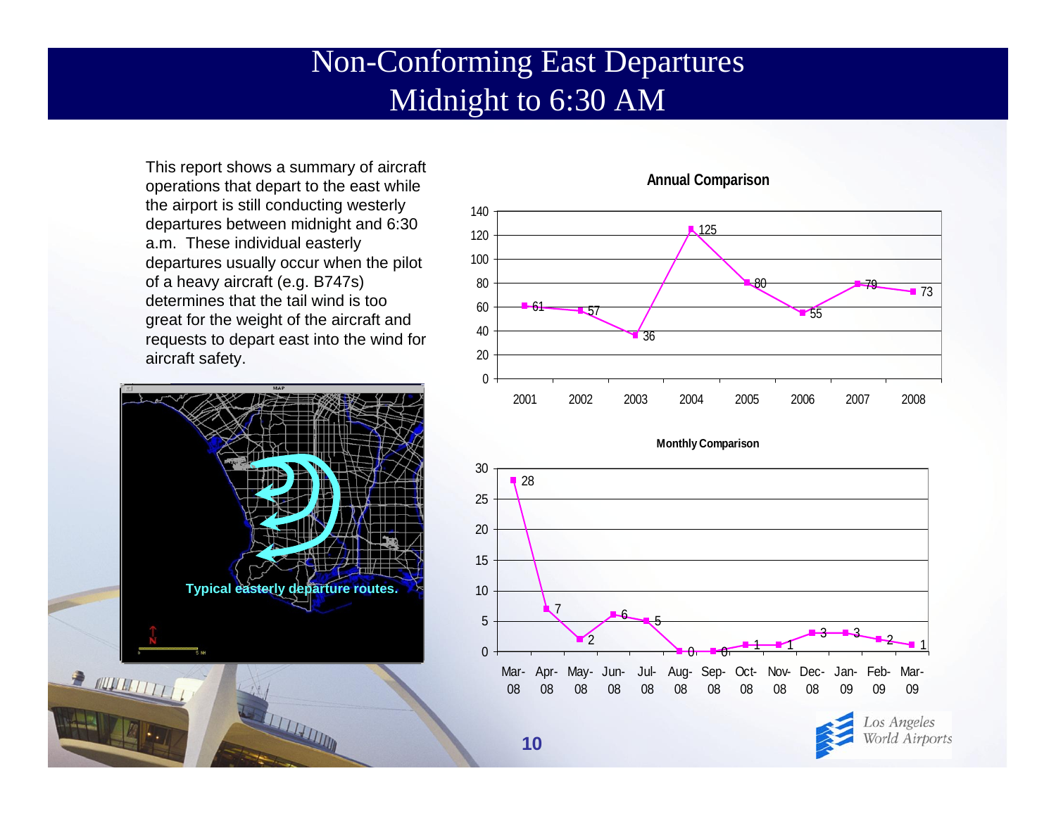# Non-Conforming East Departures
## Midnight to 6:30 AM

This report shows a summary of aircraft operations that depart to the east while the airport is still conducting westerly departures between midnight and 6:30 a.m. These individual easterly departures usually occur when the pilot of a heavy aircraft (e.g. B747s) determines that the tail wind is too great for the weight of the aircraft and requests to depart east into the wind for aircraft safety.

Typical easterly departure routes.

**Annual Comparison**

| Year | 2001 | 2002 | 2003 | 2004 | 2005 | 2006 | 2007 | 2008 |
|---|---|---|---|---|---|---|---|---|
| Departures | 61 | 57 | 36 | 125 | 80 | 55 | 79 | 73 |

**Monthly Comparison**

| Month | Mar-08 | Apr-08 | May-08 | Jun-08 | Jul-08 | Aug-08 | Sep-08 | Oct-08 | Nov-08 | Dec-08 | Jan-09 | Feb-09 | Mar-09 |
|---|---|---|---|---|---|---|---|---|---|---|---|---|---|
| Departures | 28 | 7 | 2 | 6 | 5 | 0 | 0 | 1 | 1 | 3 | 3 | 2 | 1 |

*Los Angeles World Airports*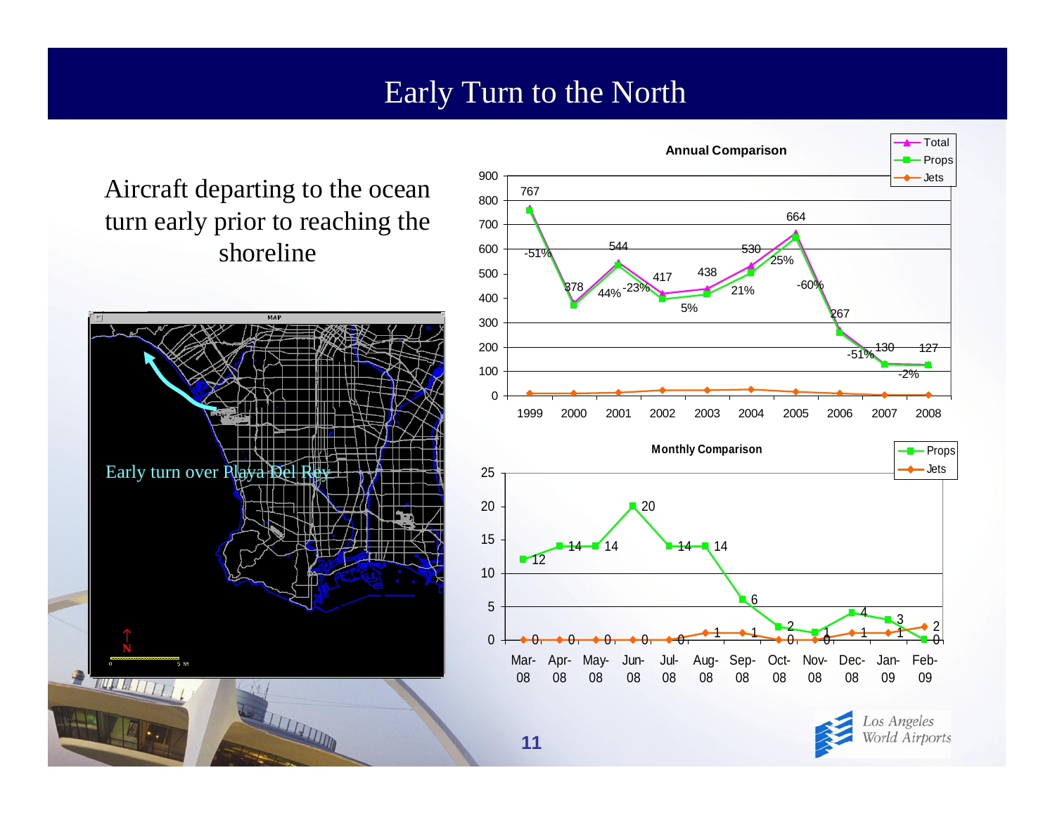# Early Turn to the North

Aircraft departing to the ocean turn early prior to reaching the shoreline

Early turn over Playa Del Rey

**Annual Comparison**

| Year | 1999 | 2000 | 2001 | 2002 | 2003 | 2004 | 2005 | 2006 | 2007 | 2008 |
|---|---|---|---|---|---|---|---|---|---|---|
| Total | 767 | 378 | 544 | 417 | 438 | 530 | 664 | 267 | 130 | 127 |
| Change | | -51% | 44% | -23% | 5% | 21% | 25% | -60% | -51% | -2% |

**Monthly Comparison**

| Month | Mar-08 | Apr-08 | May-08 | Jun-08 | Jul-08 | Aug-08 | Sep-08 | Oct-08 | Nov-08 | Dec-08 | Jan-09 | Feb-09 |
|---|---|---|---|---|---|---|---|---|---|---|---|---|
| Props | 12 | 14 | 14 | 20 | 14 | 14 | 6 | 2 | 1 | 4 | 3 | 0 |
| Jets | 0 | 0 | 0 | 0 | 0 | 1 | 1 | 0 | 0 | 1 | 1 | 2 |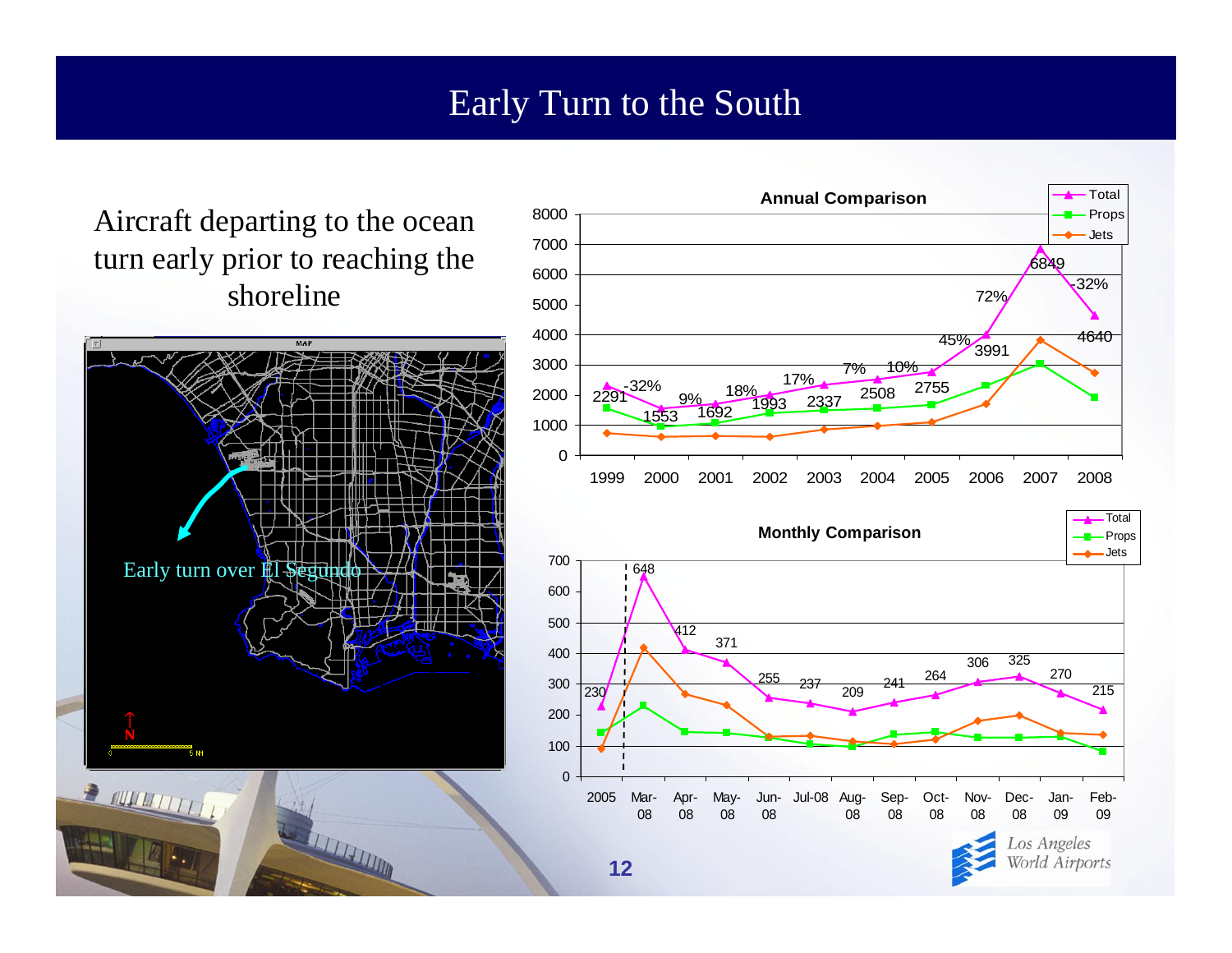# Early Turn to the South

Aircraft departing to the ocean turn early prior to reaching the shoreline

Early turn over El Segundo

**Annual Comparison**

| Year | Total | Change |
|---|---|---|
| 1999 | 2291 | |
| 2000 | 1553 | -32% |
| 2001 | 1692 | 9% |
| 2002 | 1993 | 18% |
| 2003 | 2337 | 17% |
| 2004 | 2508 | 7% |
| 2005 | 2755 | 10% |
| 2006 | 3991 | 45% |
| 2007 | 6849 | 72% |
| 2008 | 4640 | -32% |

**Monthly Comparison**

| Period | Total |
|---|---|
| 2005 | 230 |
| Mar-08 | 648 |
| Apr-08 | 412 |
| May-08 | 371 |
| Jun-08 | 255 |
| Jul-08 | 237 |
| Aug-08 | 209 |
| Sep-08 | 241 |
| Oct-08 | 264 |
| Nov-08 | 306 |
| Dec-08 | 325 |
| Jan-09 | 270 |
| Feb-09 | 215 |

Los Angeles World Airports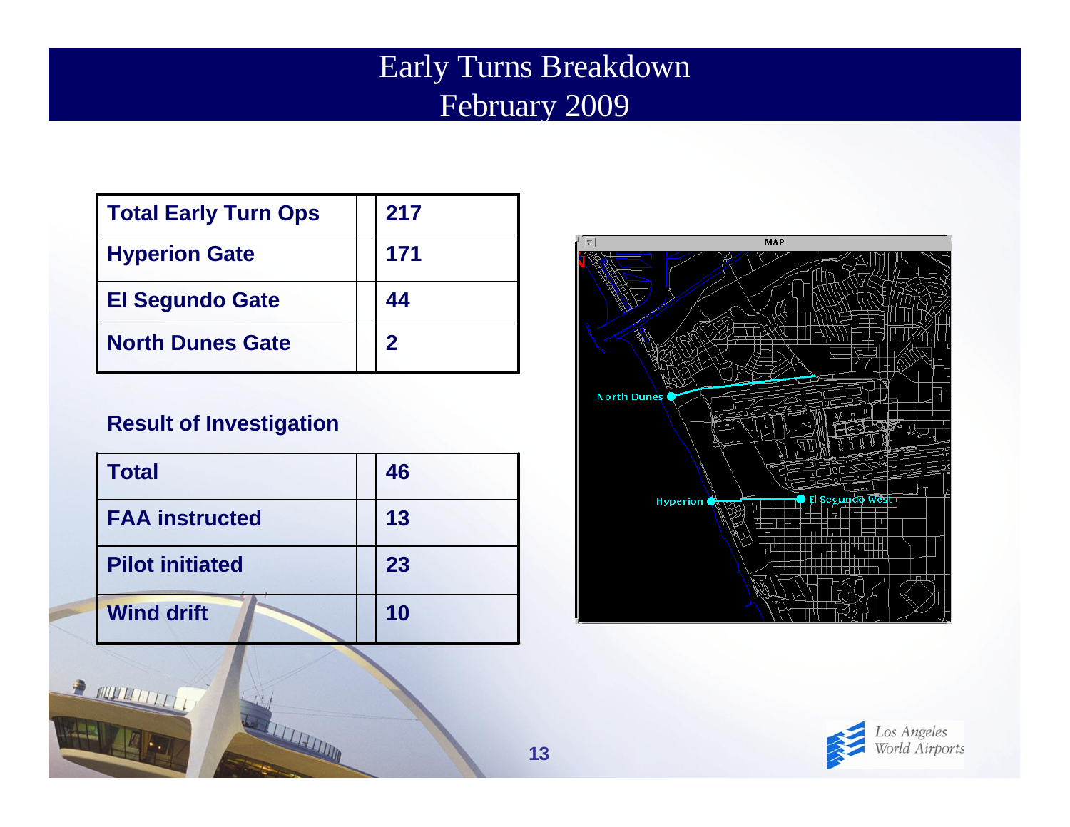# Early Turns Breakdown
# February 2009

| Total Early Turn Ops | 217 |
| --- | --- |
| Hyperion Gate | 171 |
| El Segundo Gate | 44 |
| North Dunes Gate | 2 |

**Result of Investigation**

| Total | 46 |
| --- | --- |
| FAA instructed | 13 |
| Pilot initiated | 23 |
| Wind drift | 10 |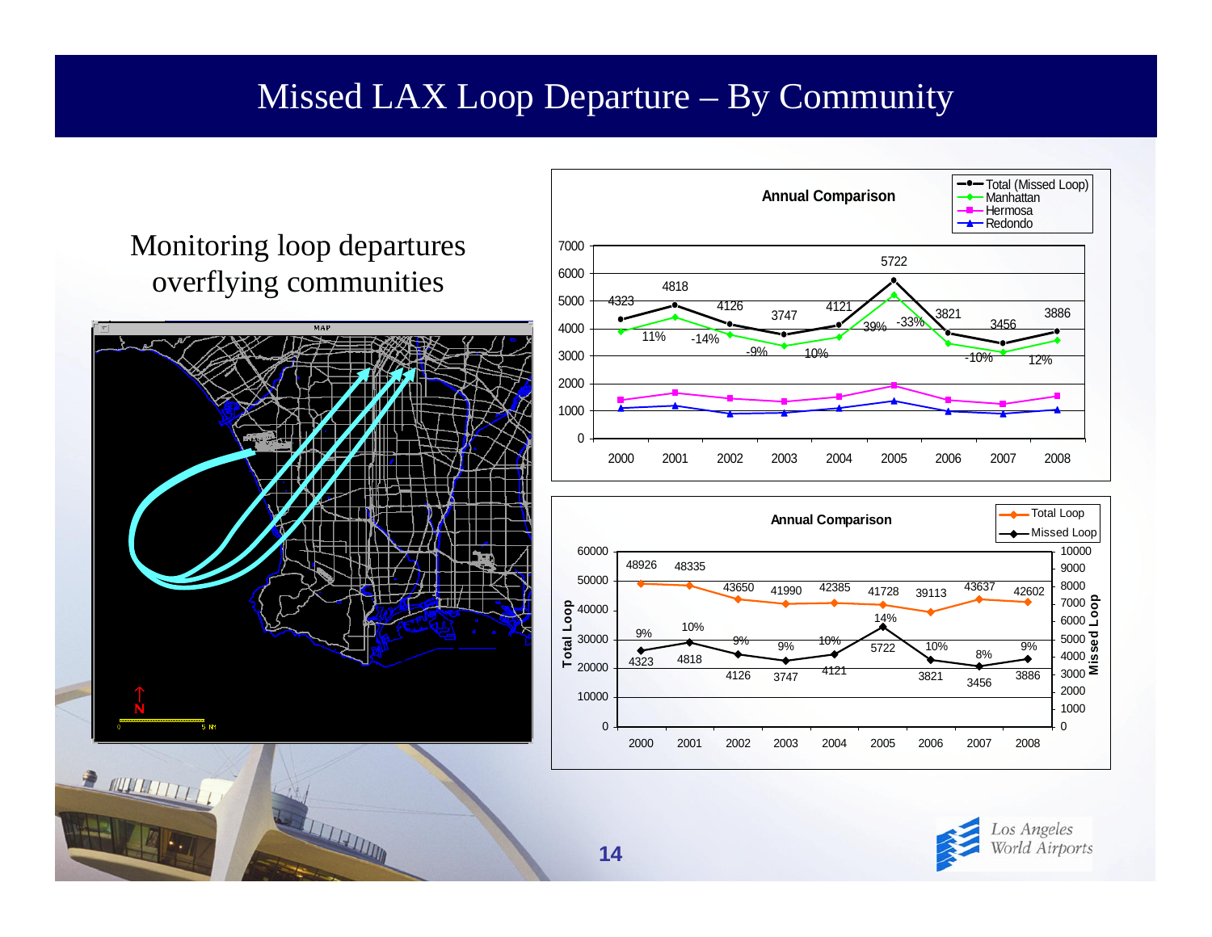# Missed LAX Loop Departure – By Community

Monitoring loop departures overflying communities

**Annual Comparison**

| Year | Total (Missed Loop) | Change |
|---|---|---|
| 2000 | 4323 | |
| 2001 | 4818 | 11% |
| 2002 | 4126 | -14% |
| 2003 | 3747 | -9% |
| 2004 | 4121 | 10% |
| 2005 | 5722 | 39% |
| 2006 | 3821 | -33% |
| 2007 | 3456 | -10% |
| 2008 | 3886 | 12% |

Legend: Total (Missed Loop), Manhattan, Hermosa, Redondo

**Annual Comparison**

| Year | Total Loop | Missed Loop | % Missed |
|---|---|---|---|
| 2000 | 48926 | 4323 | 9% |
| 2001 | 48335 | 4818 | 10% |
| 2002 | 43650 | 4126 | 9% |
| 2003 | 41990 | 3747 | 9% |
| 2004 | 42385 | 4121 | 10% |
| 2005 | 41728 | 5722 | 14% |
| 2006 | 39113 | 3821 | 10% |
| 2007 | 43637 | 3456 | 8% |
| 2008 | 42602 | 3886 | 9% |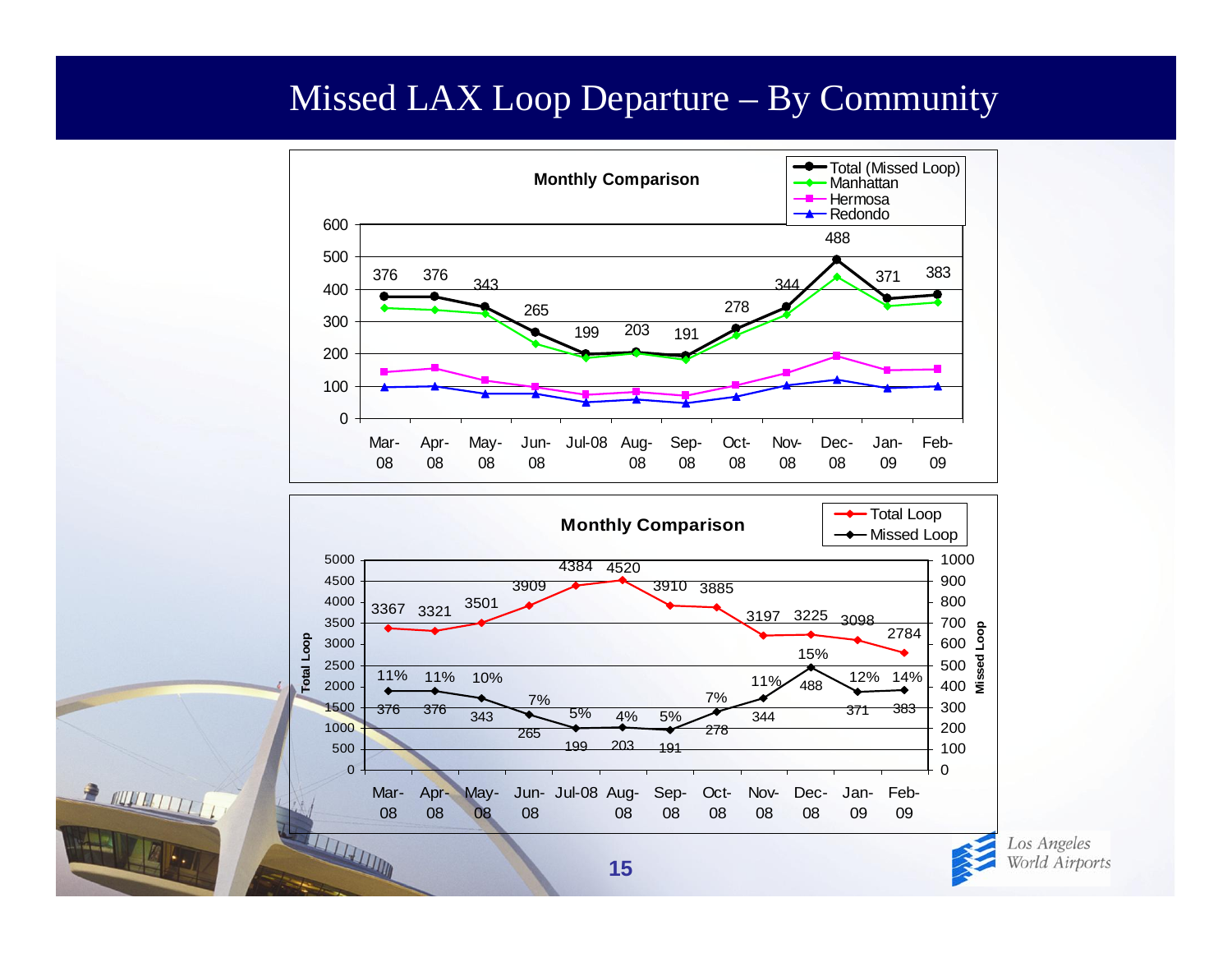# Missed LAX Loop Departure – By Community

**Monthly Comparison**

| Month | Total (Missed Loop) |
|---|---|
| Mar-08 | 376 |
| Apr-08 | 376 |
| May-08 | 343 |
| Jun-08 | 265 |
| Jul-08 | 199 |
| Aug-08 | 203 |
| Sep-08 | 191 |
| Oct-08 | 278 |
| Nov-08 | 344 |
| Dec-08 | 488 |
| Jan-09 | 371 |
| Feb-09 | 383 |

Legend: Total (Missed Loop), Manhattan, Hermosa, Redondo

**Monthly Comparison**

| Month | Total Loop | Missed Loop | % |
|---|---|---|---|
| Mar-08 | 3367 | 376 | 11% |
| Apr-08 | 3321 | 376 | 11% |
| May-08 | 3501 | 343 | 10% |
| Jun-08 | 3909 | 265 | 7% |
| Jul-08 | 4384 | 199 | 5% |
| Aug-08 | 4520 | 203 | 4% |
| Sep-08 | 3910 | 191 | 5% |
| Oct-08 | 3885 | 278 | 7% |
| Nov-08 | 3197 | 344 | 11% |
| Dec-08 | 3225 | 488 | 15% |
| Jan-09 | 3098 | 371 | 12% |
| Feb-09 | 2784 | 383 | 14% |

Los Angeles World Airports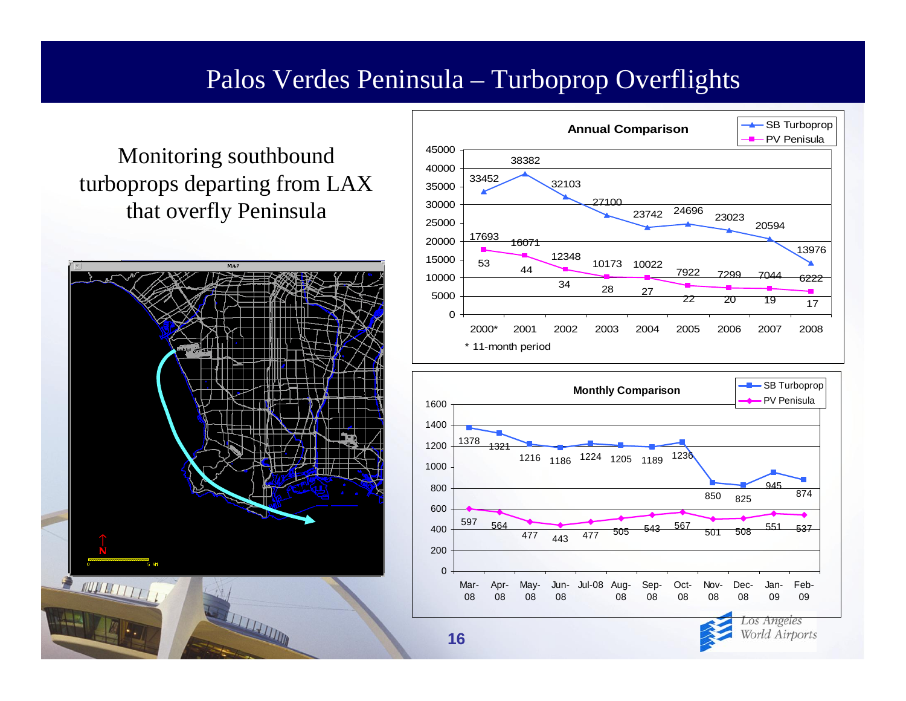# Palos Verdes Peninsula – Turboprop Overflights

Monitoring southbound turboprops departing from LAX that overfly Peninsula

MAP

N

0 5 NM

**Annual Comparison**

SB Turboprop
PV Penisula

45000
40000
35000
30000
25000
20000
15000
10000
5000
0

33452 38382 32103 27100 23742 24696 23023 20594 13976

17693 16071 12348 10173 10022 7922 7299 7044 6222

53 44 34 28 27 22 20 19 17

2000* 2001 2002 2003 2004 2005 2006 2007 2008

\* 11-month period

**Monthly Comparison**

SB Turboprop
PV Penisula

1600
1400
1200
1000
800
600
400
200
0

1378 1321 1216 1186 1224 1205 1189 1236 850 825 945 874

597 564 477 443 477 505 543 567 501 508 551 537

Mar-08 Apr-08 May-08 Jun-08 Jul-08 Aug-08 Sep-08 Oct-08 Nov-08 Dec-08 Jan-09 Feb-09

Los Angeles World Airports